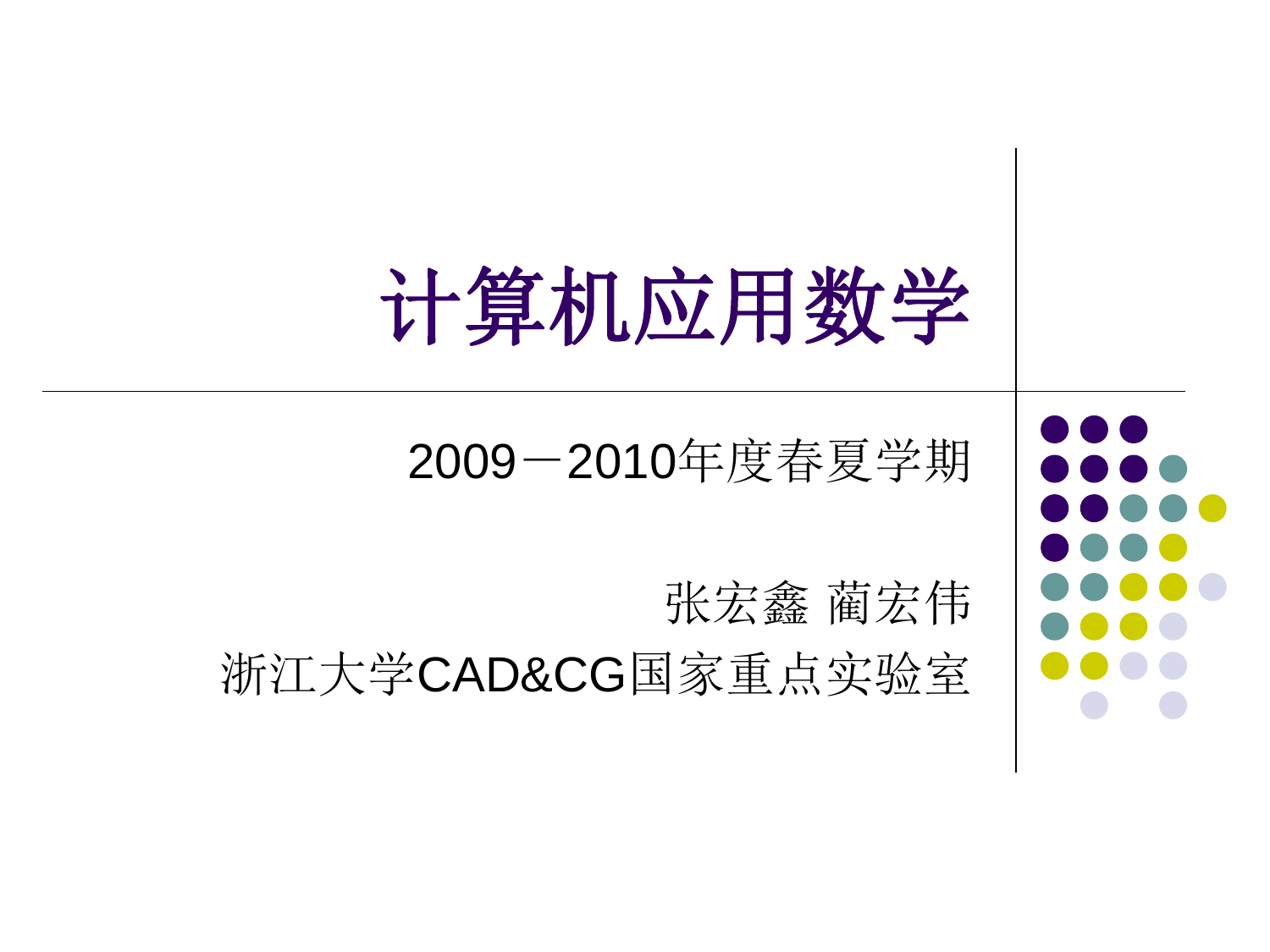# 计算机应用数学

2009－2010年度春夏学期

张宏鑫 蔺宏伟

浙江大学CAD&CG国家重点实验室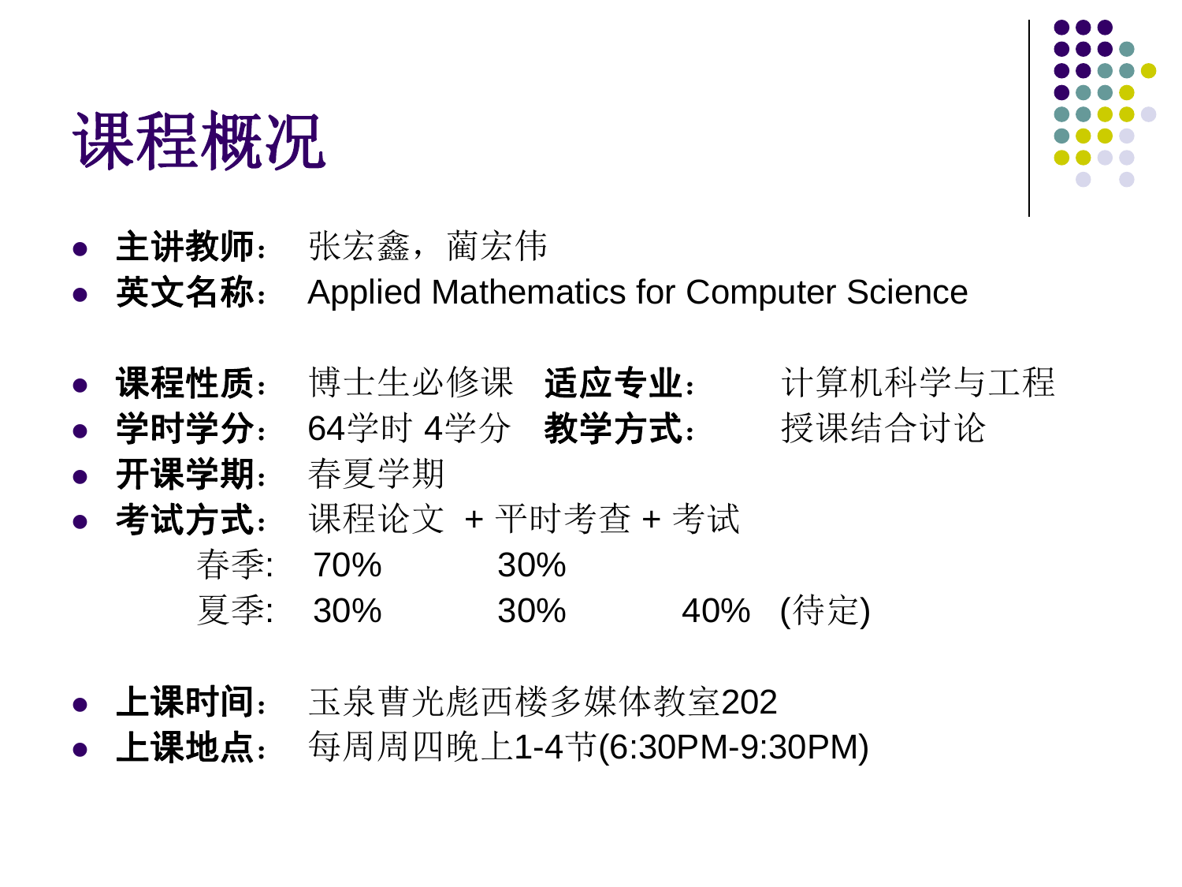# 课程概况

- **主讲教师**：张宏鑫，蔺宏伟
- **英文名称**：Applied Mathematics for Computer Science

- **课程性质**：博士生必修课 **适应专业**：计算机科学与工程
- **学时学分**：64学时 4学分 **教学方式**：授课结合讨论
- **开课学期**：春夏学期
- **考试方式**：课程论文 + 平时考查 + 考试

| | 课程论文 | 平时考查 | 考试 | |
|---|---|---|---|---|
| 春季: | 70% | 30% | | |
| 夏季: | 30% | 30% | 40% | (待定) |

- **上课时间**：玉泉曹光彪西楼多媒体教室202
- **上课地点**：每周周四晚上1-4节(6:30PM-9:30PM)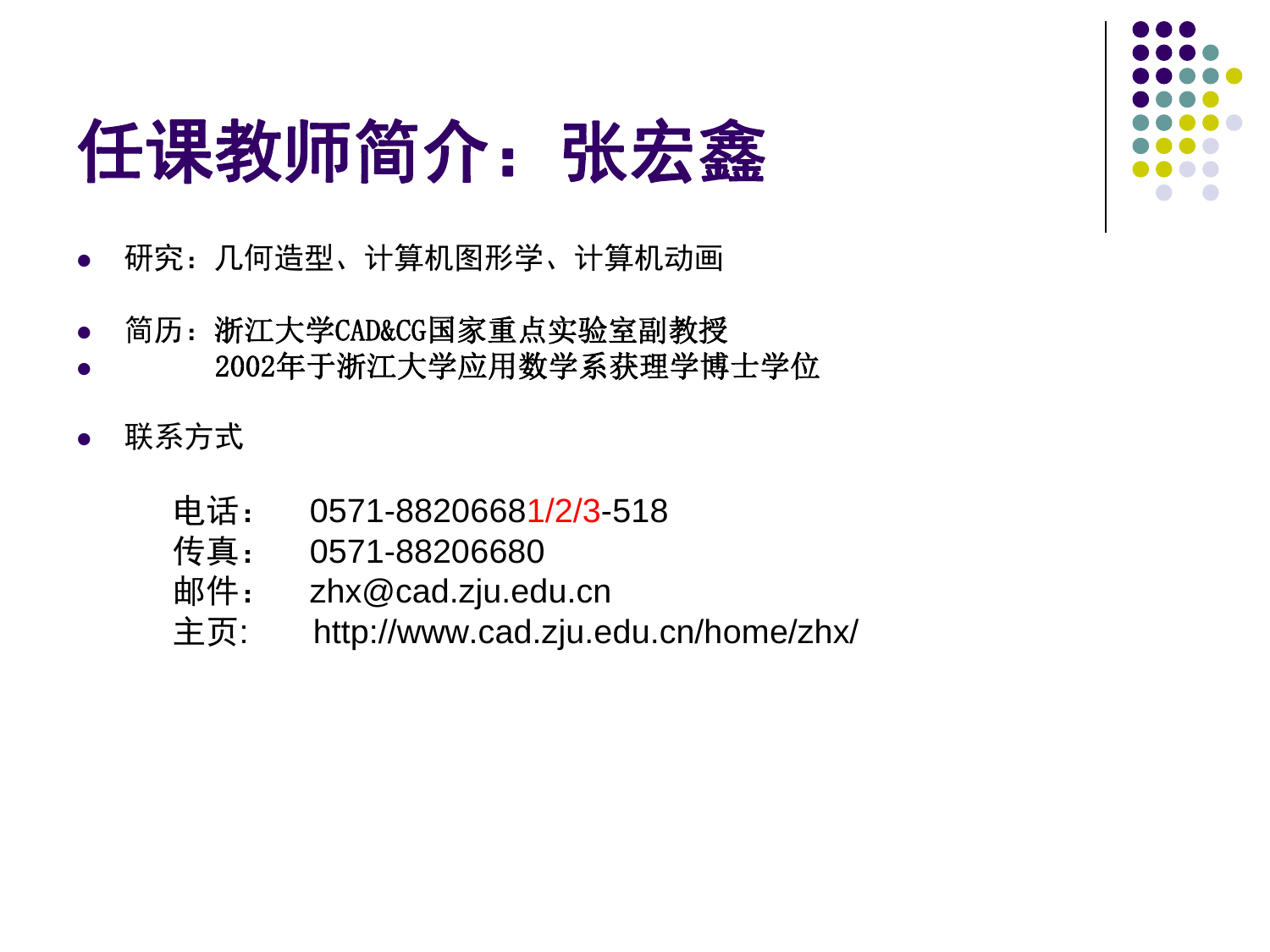# 任课教师简介：张宏鑫

- 研究：几何造型、计算机图形学、计算机动画
- 简历：浙江大学CAD&CG国家重点实验室副教授
- 2002年于浙江大学应用数学系获理学博士学位
- 联系方式

电话： 0571-88206681/2/3-518
传真： 0571-88206680
邮件： zhx@cad.zju.edu.cn
主页: http://www.cad.zju.edu.cn/home/zhx/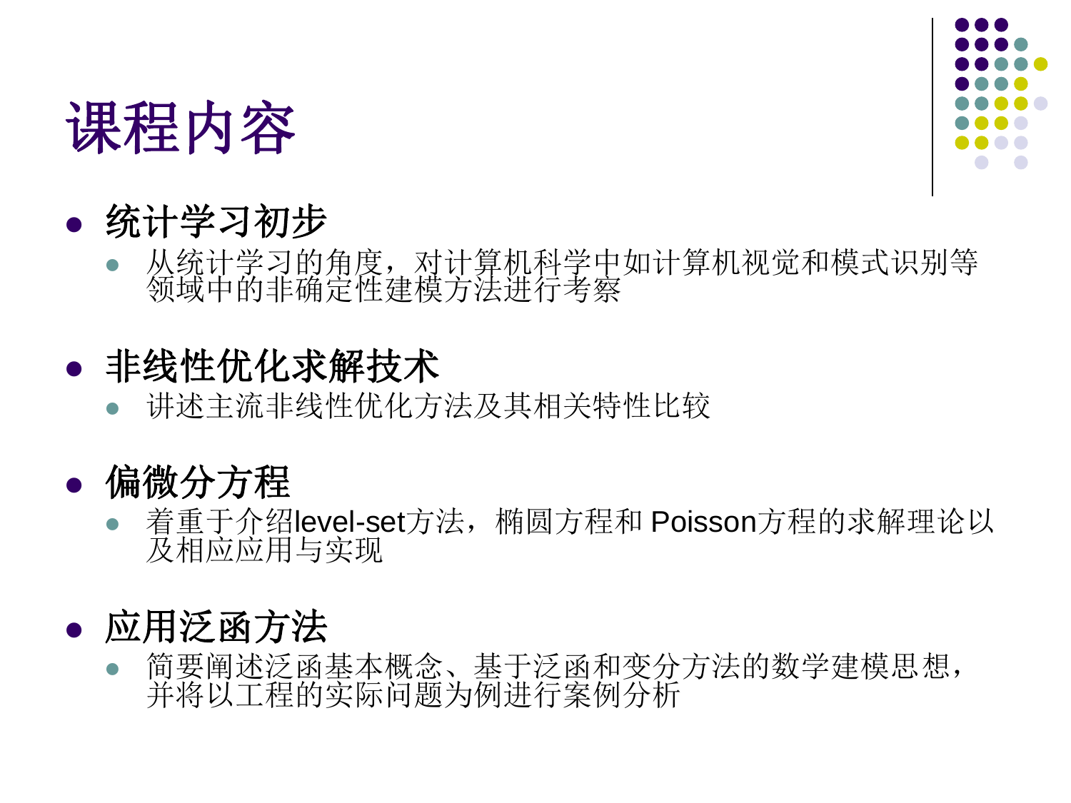# 课程内容

- **统计学习初步**
  - 从统计学习的角度，对计算机科学中如计算机视觉和模式识别等领域中的非确定性建模方法进行考察

- **非线性优化求解技术**
  - 讲述主流非线性优化方法及其相关特性比较

- **偏微分方程**
  - 着重于介绍level-set方法，椭圆方程和 Poisson方程的求解理论以及相应应用与实现

- **应用泛函方法**
  - 简要阐述泛函基本概念、基于泛函和变分方法的数学建模思想，并将以工程的实际问题为例进行案例分析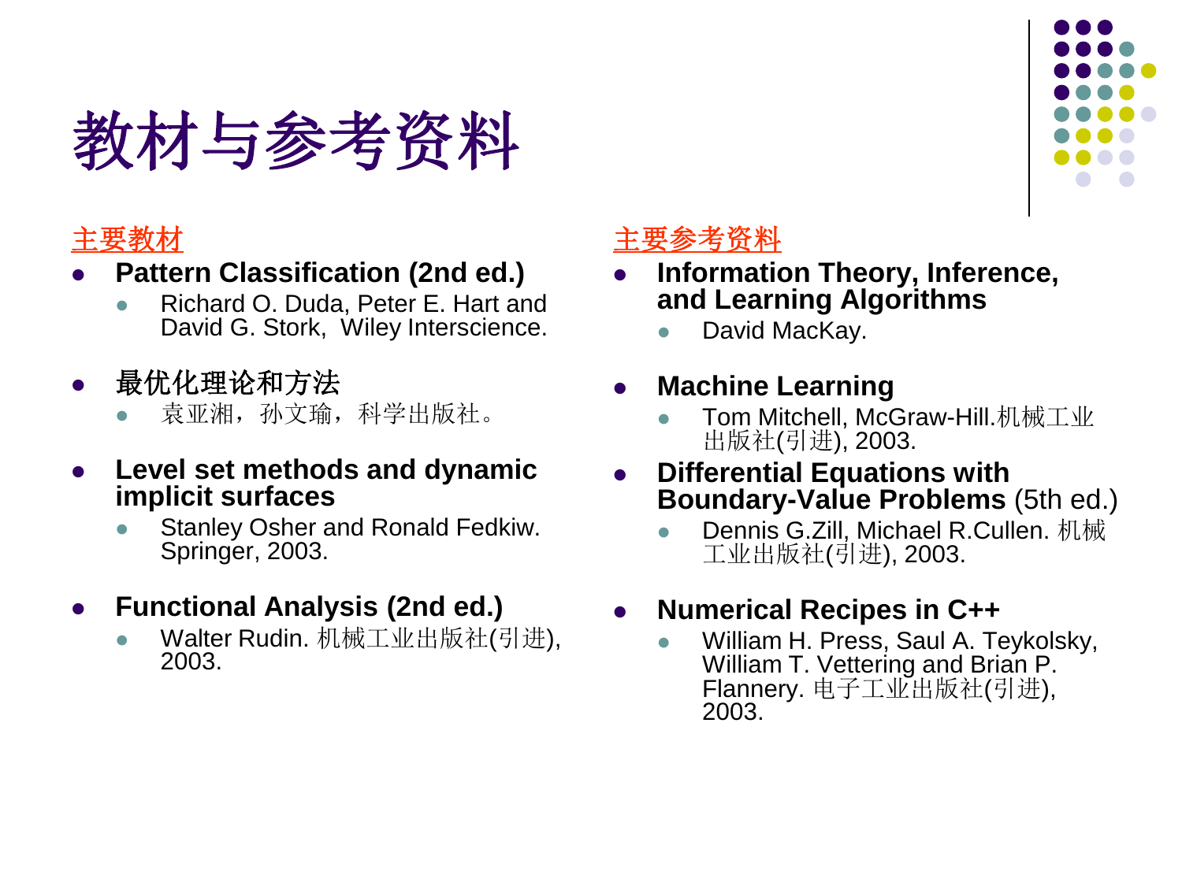# 教材与参考资料

## 主要教材

- **Pattern Classification (2nd ed.)**
  - Richard O. Duda, Peter E. Hart and David G. Stork, Wiley Interscience.
- **最优化理论和方法**
  - 袁亚湘，孙文瑜，科学出版社。
- **Level set methods and dynamic implicit surfaces**
  - Stanley Osher and Ronald Fedkiw. Springer, 2003.
- **Functional Analysis (2nd ed.)**
  - Walter Rudin. 机械工业出版社(引进), 2003.

## 主要参考资料

- **Information Theory, Inference, and Learning Algorithms**
  - David MacKay.
- **Machine Learning**
  - Tom Mitchell, McGraw-Hill.机械工业出版社(引进), 2003.
- **Differential Equations with Boundary-Value Problems** (5th ed.)
  - Dennis G.Zill, Michael R.Cullen. 机械工业出版社(引进), 2003.
- **Numerical Recipes in C++**
  - William H. Press, Saul A. Teykolsky, William T. Vettering and Brian P. Flannery. 电子工业出版社(引进), 2003.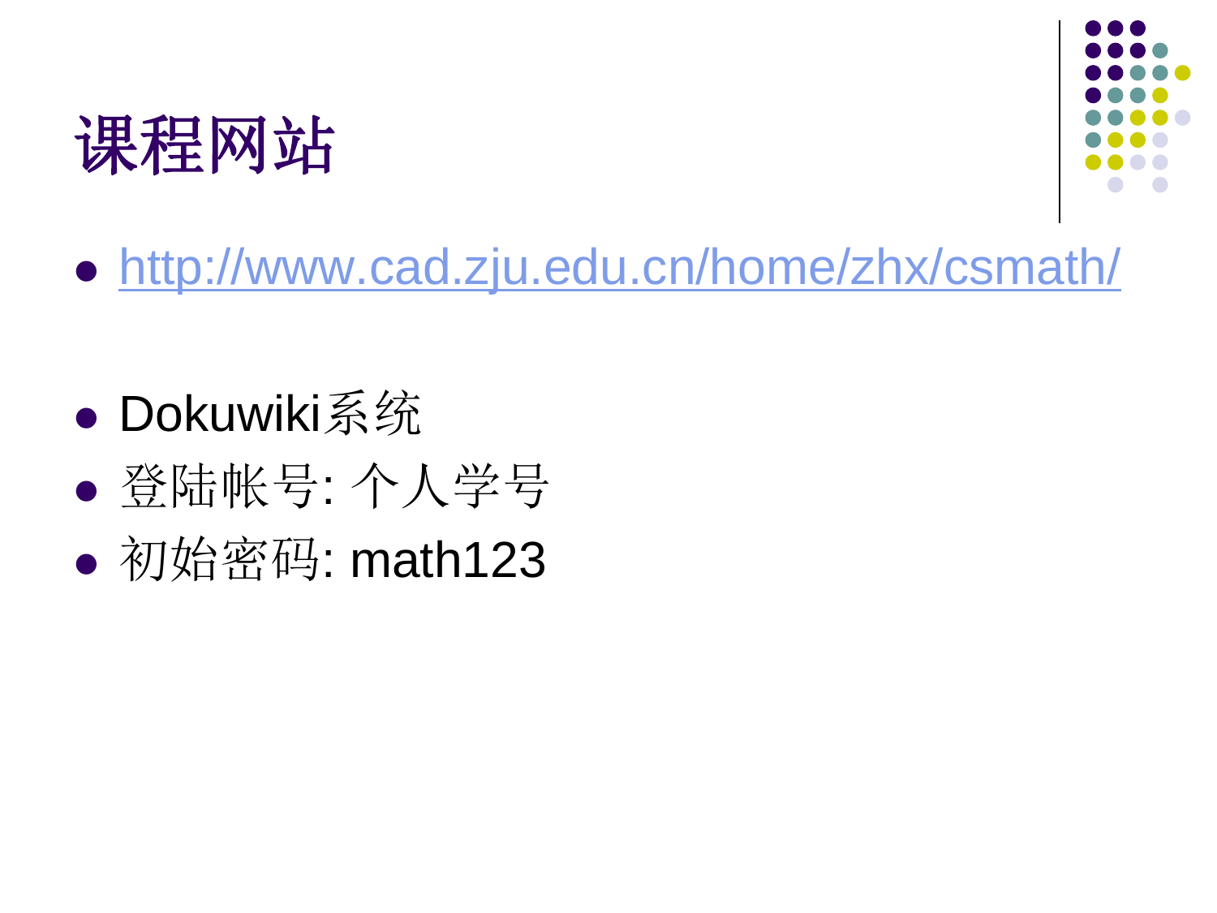# 课程网站

- http://www.cad.zju.edu.cn/home/zhx/csmath/

- Dokuwiki系统
- 登陆帐号: 个人学号
- 初始密码: math123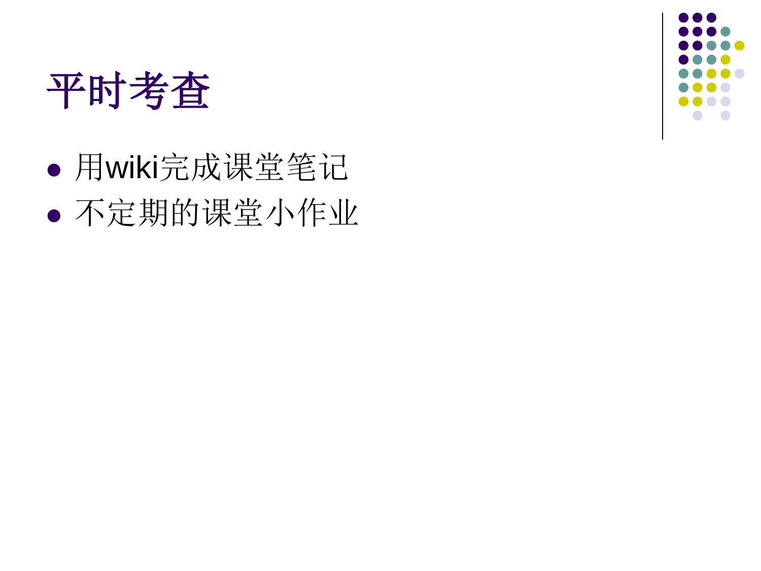# 平时考查

- 用wiki完成课堂笔记
- 不定期的课堂小作业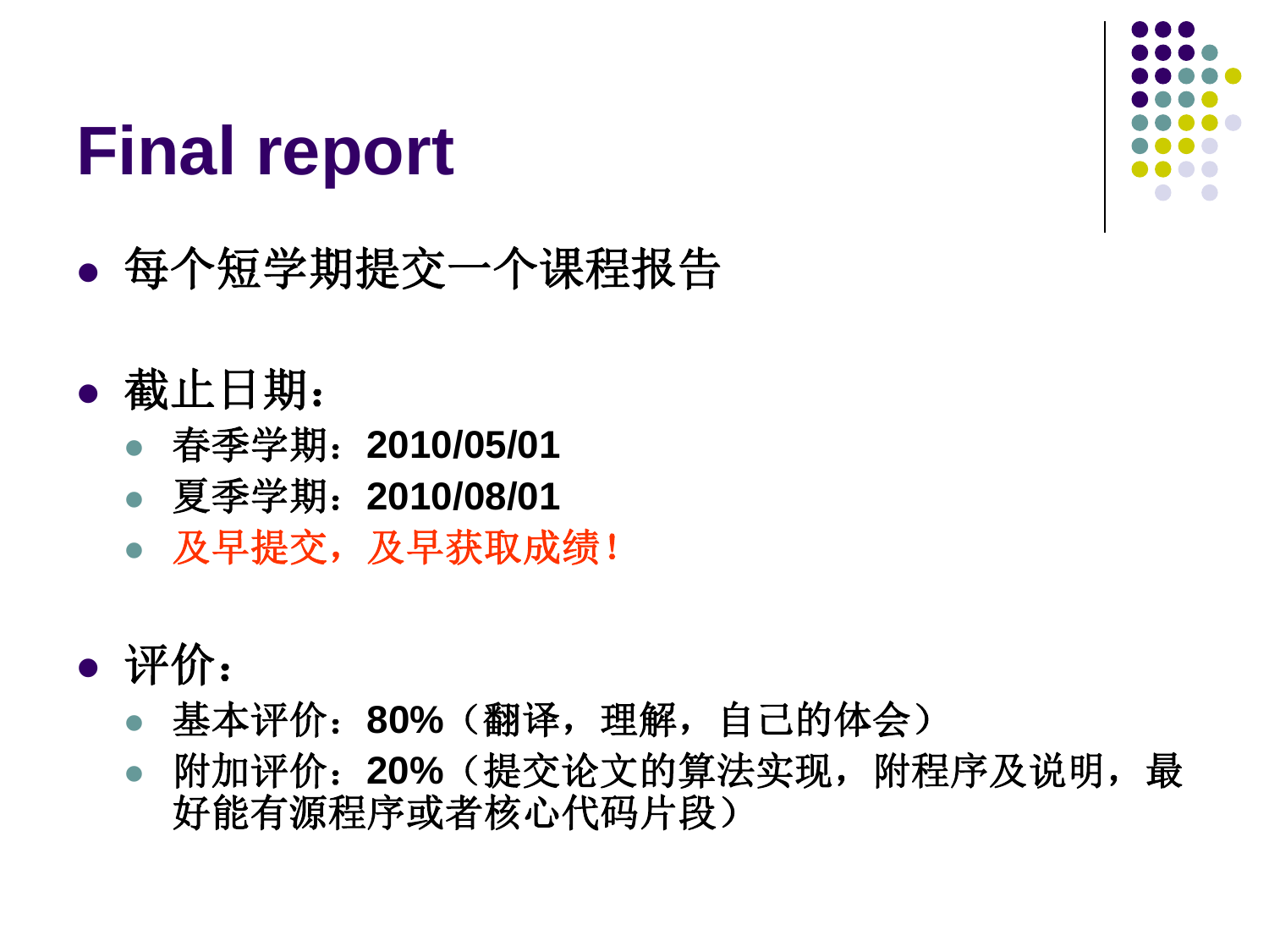# Final report

- 每个短学期提交一个课程报告

- 截止日期：
  - 春季学期：**2010/05/01**
  - 夏季学期：**2010/08/01**
  - 及早提交，及早获取成绩！

- 评价：
  - 基本评价：**80%**（翻译，理解，自己的体会）
  - 附加评价：**20%**（提交论文的算法实现，附程序及说明，最好能有源程序或者核心代码片段）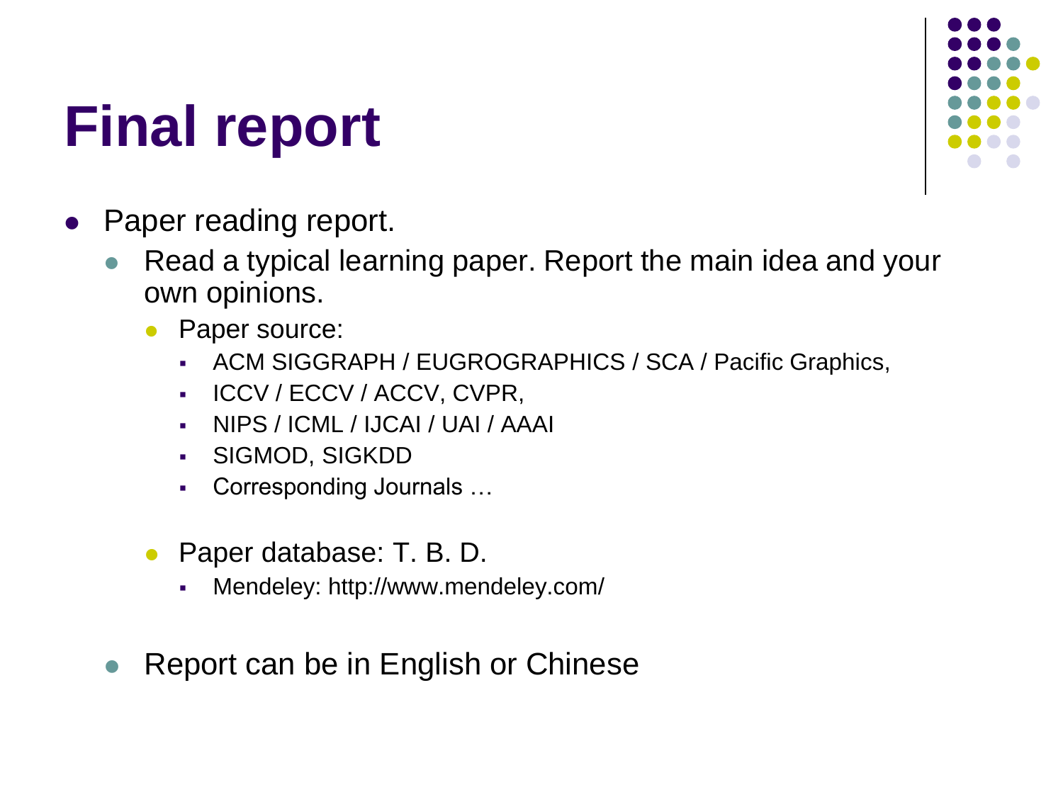# Final report

- Paper reading report.
  - Read a typical learning paper. Report the main idea and your own opinions.
    - Paper source:
      - ACM SIGGRAPH / EUGROGRAPHICS / SCA / Pacific Graphics,
      - ICCV / ECCV / ACCV, CVPR,
      - NIPS / ICML / IJCAI / UAI / AAAI
      - SIGMOD, SIGKDD
      - Corresponding Journals …
    - Paper database: T. B. D.
      - Mendeley: http://www.mendeley.com/
  - Report can be in English or Chinese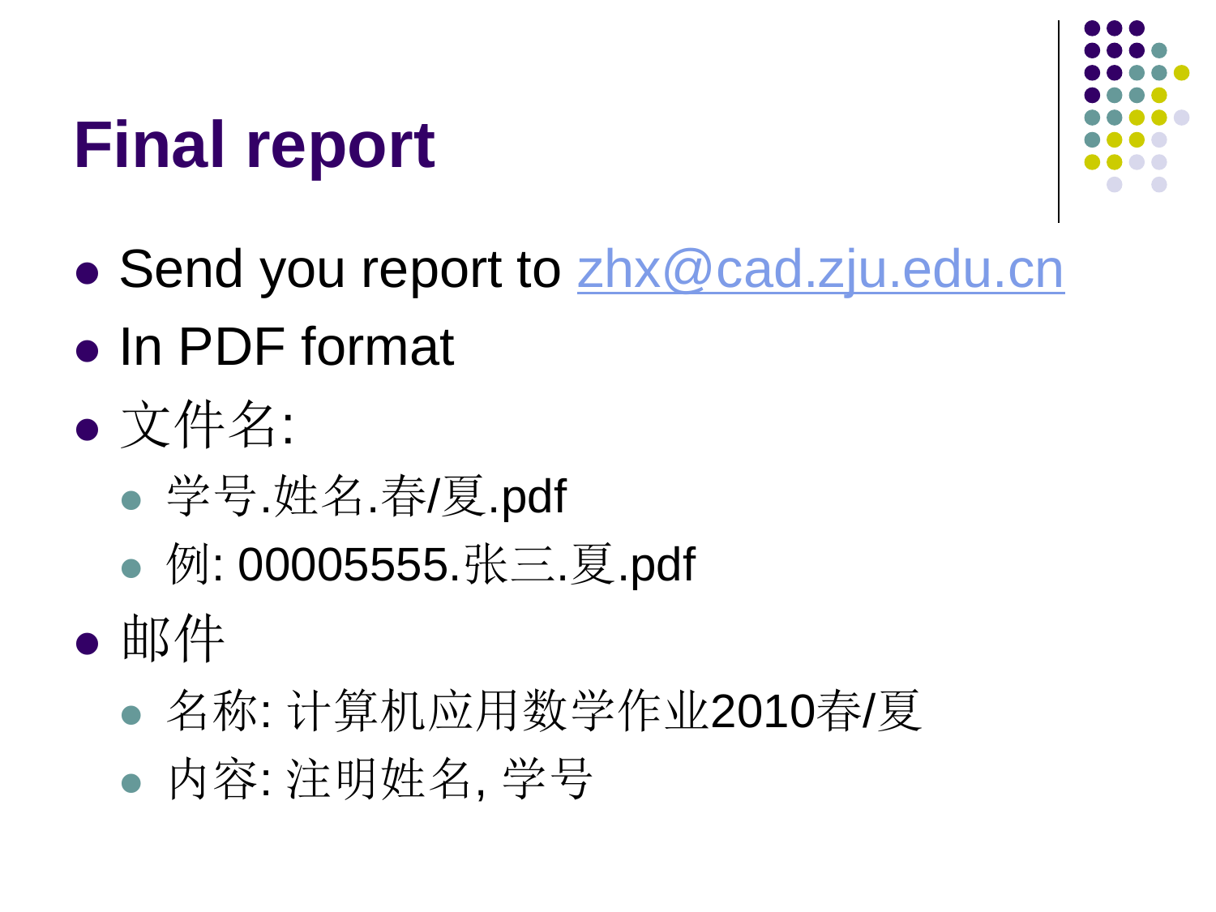# Final report

- Send you report to zhx@cad.zju.edu.cn
- In PDF format
- 文件名:
  - 学号.姓名.春/夏.pdf
  - 例: 00005555.张三.夏.pdf
- 邮件
  - 名称: 计算机应用数学作业2010春/夏
  - 内容: 注明姓名, 学号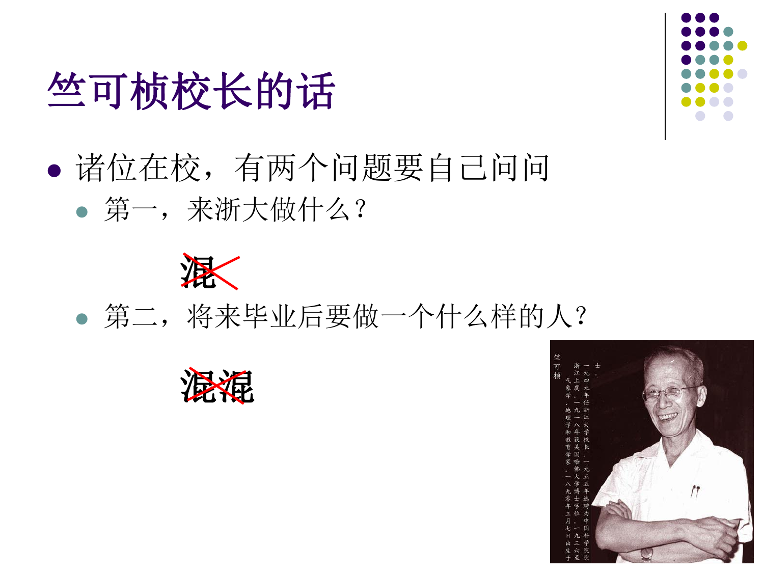# 竺可桢校长的话

- 诸位在校，有两个问题要自己问问
  - 第一，来浙大做什么？

    ~~混~~

  - 第二，将来毕业后要做一个什么样的人？

    ~~混混~~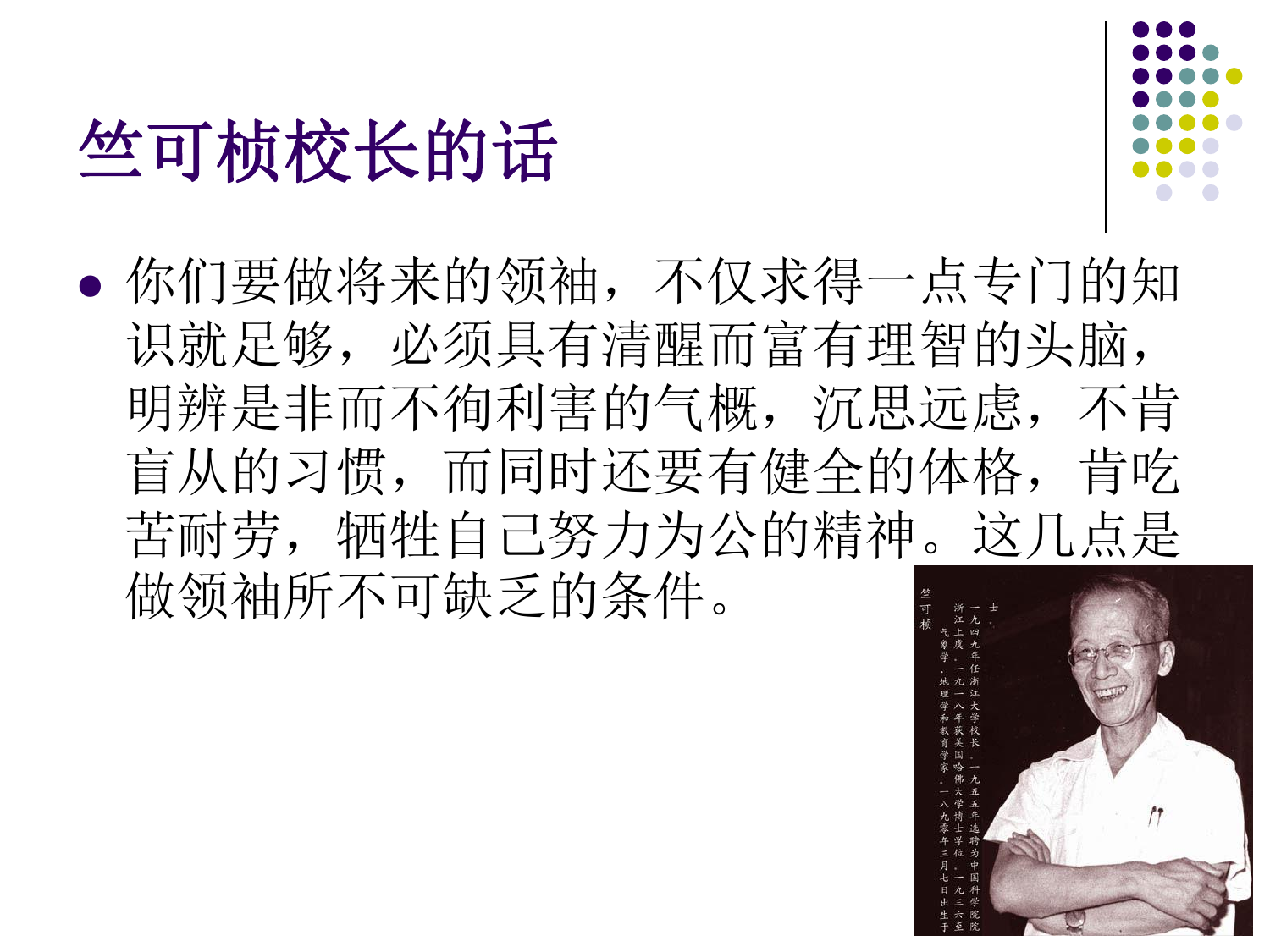# 竺可桢校长的话

- 你们要做将来的领袖，不仅求得一点专门的知识就足够，必须具有清醒而富有理智的头脑，明辨是非而不徇利害的气概，沉思远虑，不肯盲从的习惯，而同时还要有健全的体格，肯吃苦耐劳，牺牲自己努力为公的精神。这几点是做领袖所不可缺乏的条件。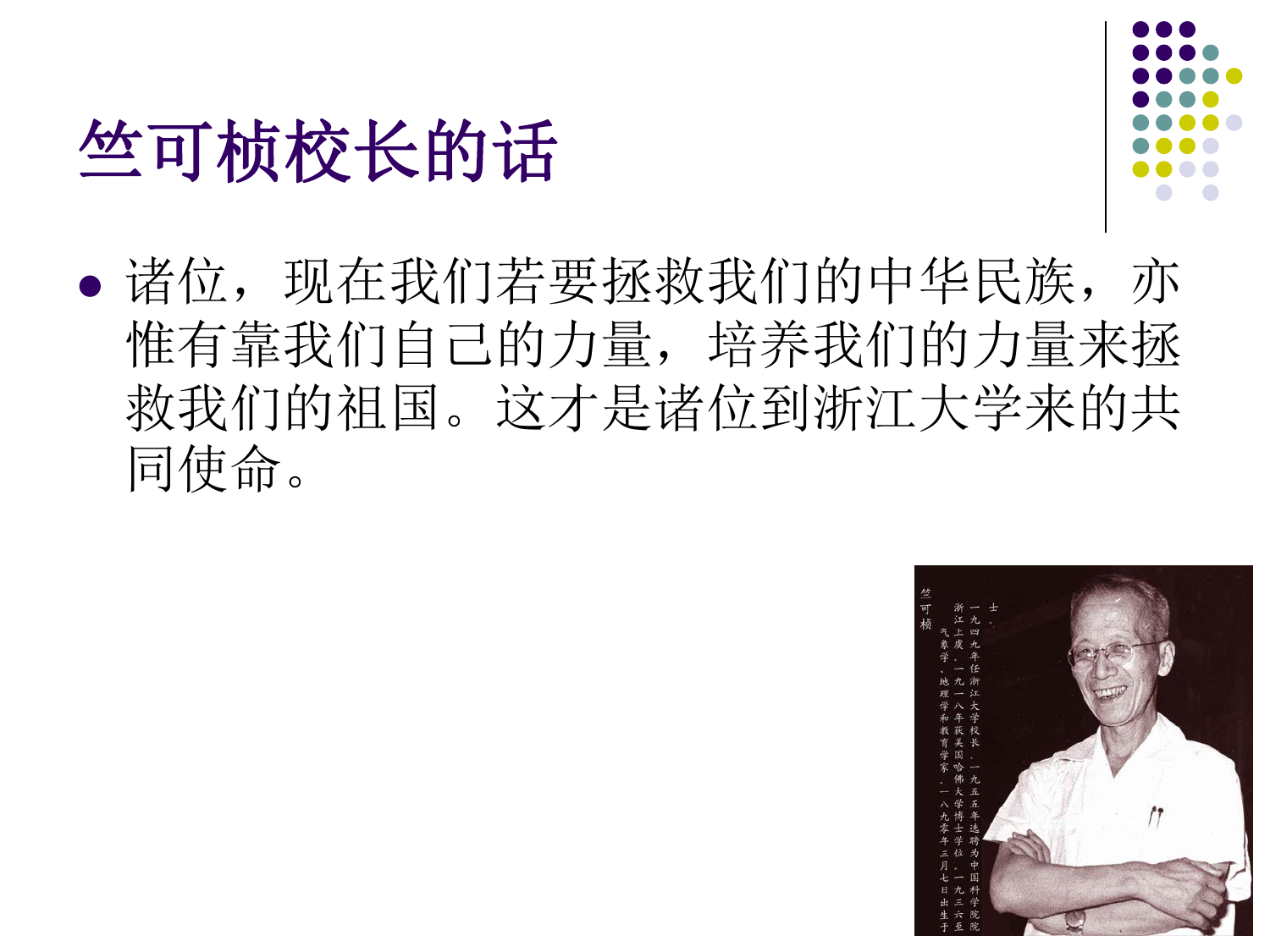# 竺可桢校长的话

- 诸位，现在我们若要拯救我们的中华民族，亦惟有靠我们自己的力量，培养我们的力量来拯救我们的祖国。这才是诸位到浙江大学来的共同使命。